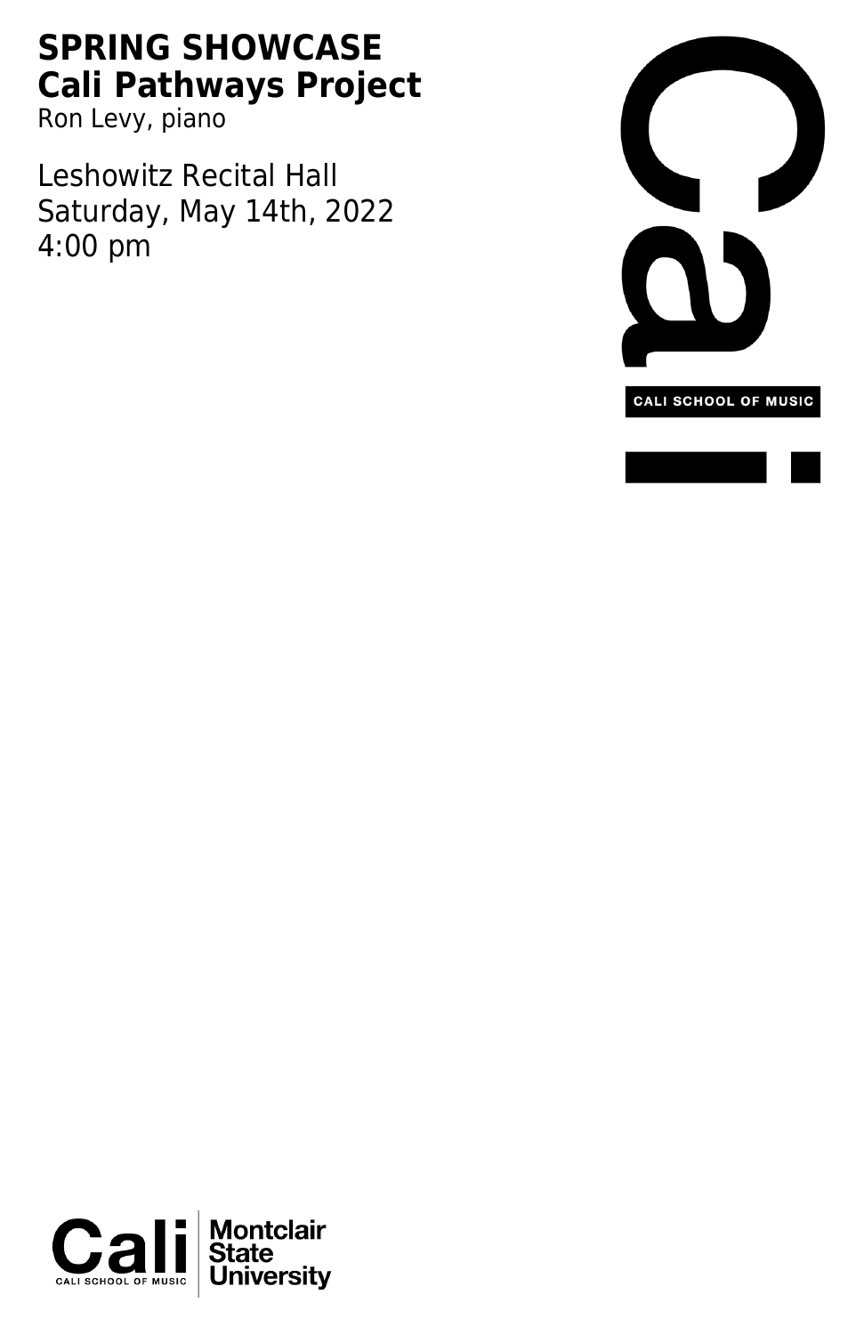# SPRING SHOWCASE
# Cali Pathways Project

Ron Levy, piano

Leshowitz Recital Hall
Saturday, May 14th, 2022
4:00 pm

CALI SCHOOL OF MUSIC

Cali
CALI SCHOOL OF MUSIC

Montclair State University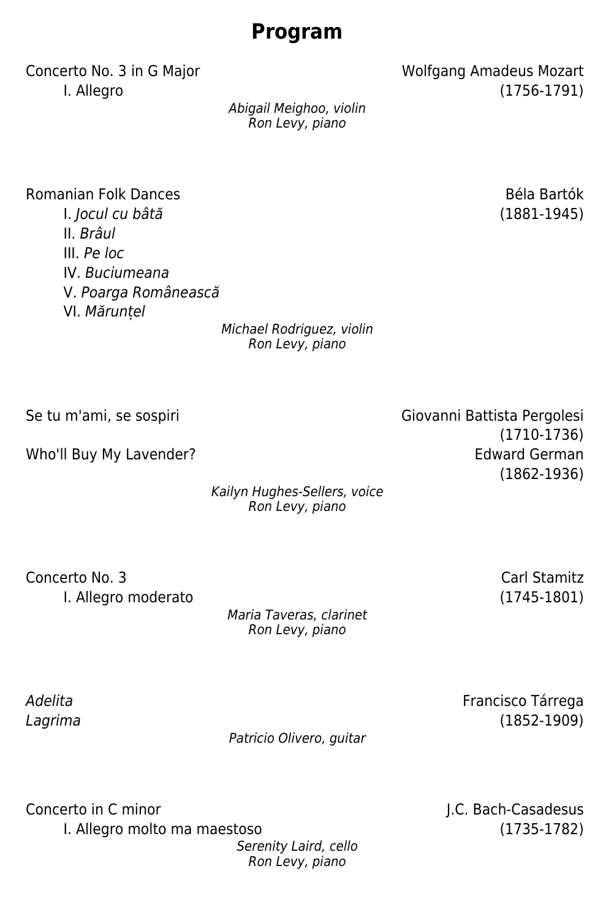# Program

Concerto No. 3 in G Major — Wolfgang Amadeus Mozart
I. Allegro — (1756-1791)

*Abigail Meighoo, violin*
*Ron Levy, piano*

Romanian Folk Dances — Béla Bartók
I. *Jocul cu bâtă* — (1881-1945)
II. *Brâul*
III. *Pe loc*
IV. *Buciumeana*
V. *Poarga Românească*
VI. *Mărunțel*

*Michael Rodriguez, violin*
*Ron Levy, piano*

Se tu m'ami, se sospiri — Giovanni Battista Pergolesi
(1710-1736)

Who'll Buy My Lavender? — Edward German
(1862-1936)

*Kailyn Hughes-Sellers, voice*
*Ron Levy, piano*

Concerto No. 3 — Carl Stamitz
I. Allegro moderato — (1745-1801)

*Maria Taveras, clarinet*
*Ron Levy, piano*

*Adelita* — Francisco Tárrega
*Lagrima* — (1852-1909)

*Patricio Olivero, guitar*

Concerto in C minor — J.C. Bach-Casadesus
I. Allegro molto ma maestoso — (1735-1782)

*Serenity Laird, cello*
*Ron Levy, piano*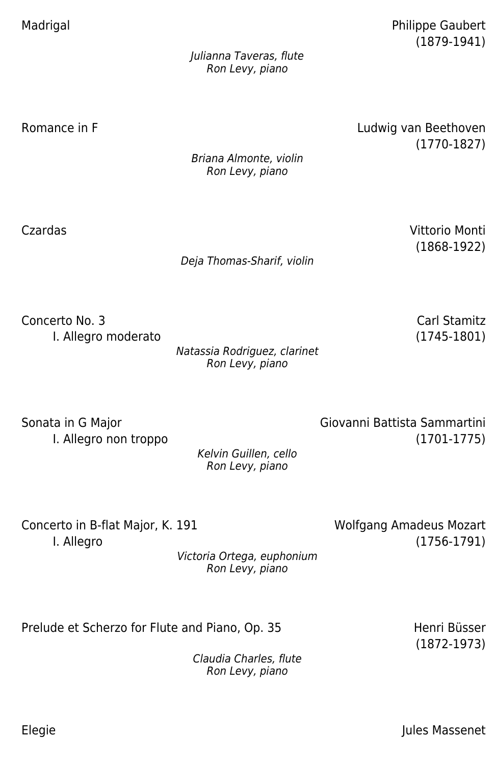Madrigal — Philippe Gaubert (1879-1941)

*Julianna Taveras, flute*
*Ron Levy, piano*

Romance in F — Ludwig van Beethoven (1770-1827)

*Briana Almonte, violin*
*Ron Levy, piano*

Czardas — Vittorio Monti (1868-1922)

*Deja Thomas-Sharif, violin*

Concerto No. 3 — Carl Stamitz (1745-1801)
I. Allegro moderato

*Natassia Rodriguez, clarinet*
*Ron Levy, piano*

Sonata in G Major — Giovanni Battista Sammartini (1701-1775)
I. Allegro non troppo

*Kelvin Guillen, cello*
*Ron Levy, piano*

Concerto in B-flat Major, K. 191 — Wolfgang Amadeus Mozart (1756-1791)
I. Allegro

*Victoria Ortega, euphonium*
*Ron Levy, piano*

Prelude et Scherzo for Flute and Piano, Op. 35 — Henri Büsser (1872-1973)

*Claudia Charles, flute*
*Ron Levy, piano*

Elegie — Jules Massenet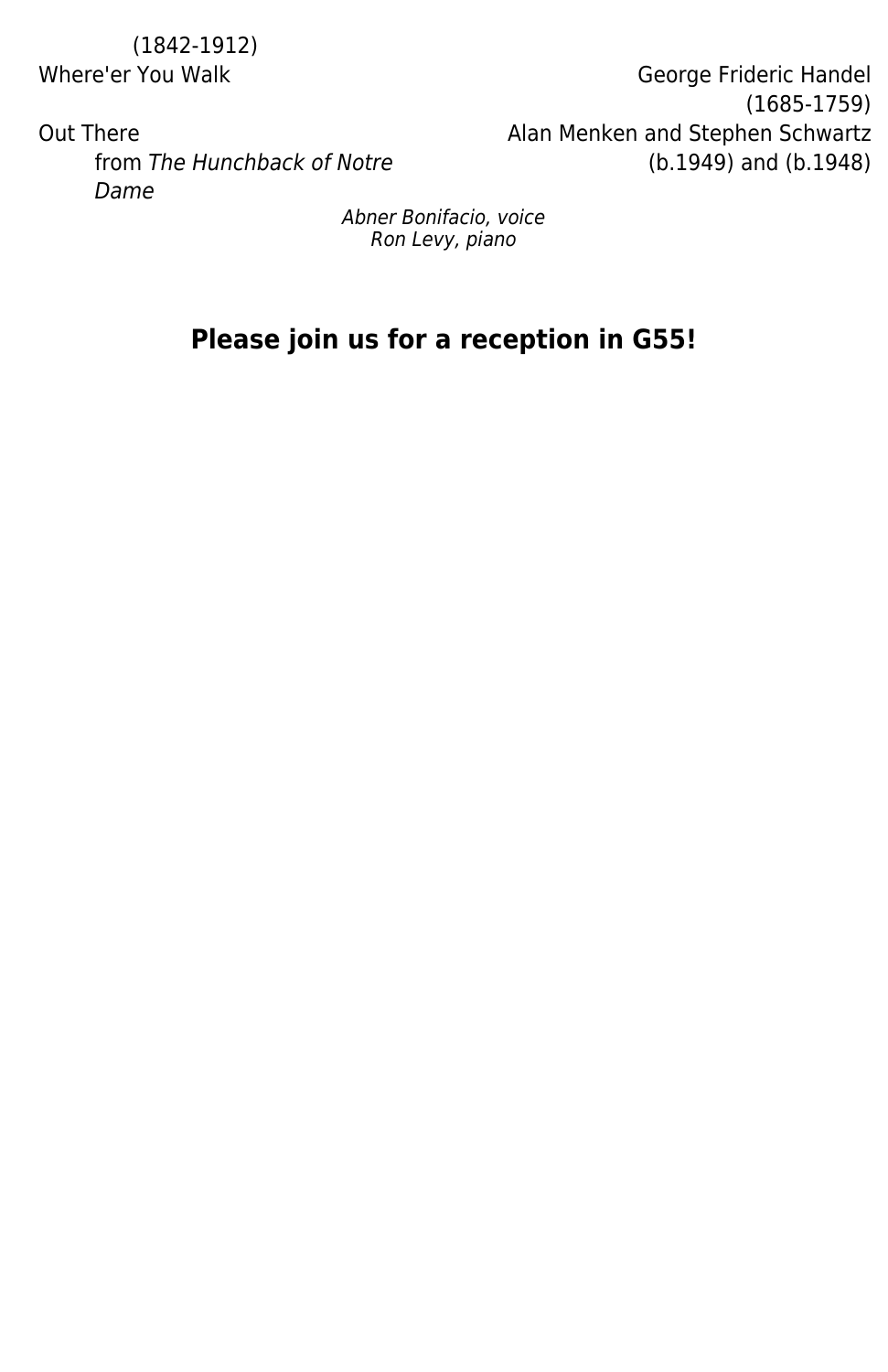(1842-1912)

Where'er You Walk — George Frideric Handel (1685-1759)

Out There
from *The Hunchback of Notre Dame* — Alan Menken and Stephen Schwartz (b.1949) and (b.1948)

*Abner Bonifacio, voice*
*Ron Levy, piano*

**Please join us for a reception in G55!**